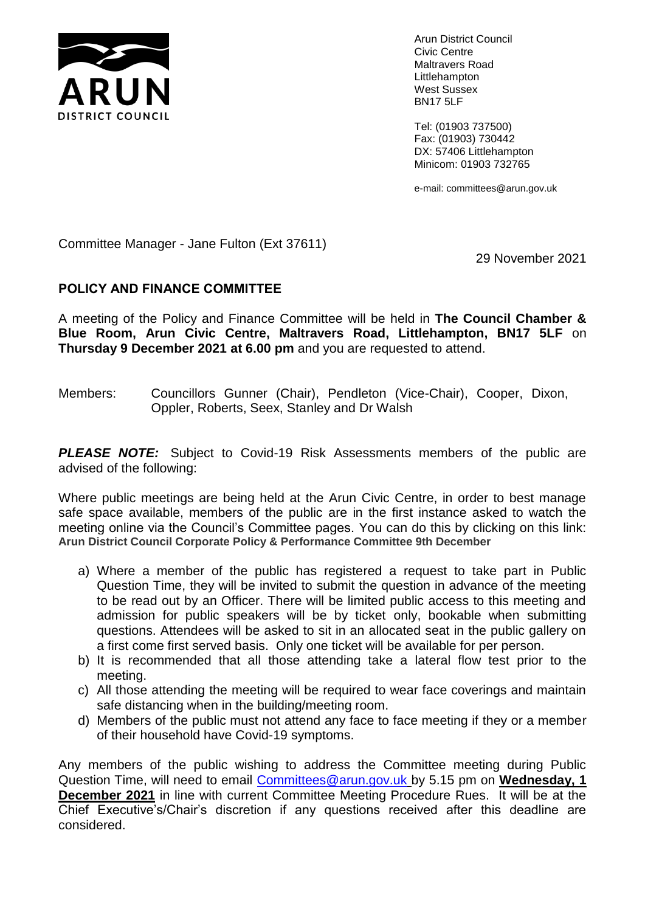ARUN
DISTRICT COUNCIL

Arun District Council
Civic Centre
Maltravers Road
Littlehampton
West Sussex
BN17 5LF

Tel: (01903 737500)
Fax: (01903) 730442
DX: 57406 Littlehampton
Minicom: 01903 732765

e-mail: committees@arun.gov.uk

Committee Manager - Jane Fulton (Ext 37611)

29 November 2021

**POLICY AND FINANCE COMMITTEE**

A meeting of the Policy and Finance Committee will be held in **The Council Chamber & Blue Room, Arun Civic Centre, Maltravers Road, Littlehampton, BN17 5LF** on **Thursday 9 December 2021 at 6.00 pm** and you are requested to attend.

Members: Councillors Gunner (Chair), Pendleton (Vice-Chair), Cooper, Dixon, Oppler, Roberts, Seex, Stanley and Dr Walsh

***PLEASE NOTE:*** Subject to Covid-19 Risk Assessments members of the public are advised of the following:

Where public meetings are being held at the Arun Civic Centre, in order to best manage safe space available, members of the public are in the first instance asked to watch the meeting online via the Council's Committee pages. You can do this by clicking on this link: **Arun District Council Corporate Policy & Performance Committee 9th December**

a) Where a member of the public has registered a request to take part in Public Question Time, they will be invited to submit the question in advance of the meeting to be read out by an Officer. There will be limited public access to this meeting and admission for public speakers will be by ticket only, bookable when submitting questions. Attendees will be asked to sit in an allocated seat in the public gallery on a first come first served basis. Only one ticket will be available for per person.
b) It is recommended that all those attending take a lateral flow test prior to the meeting.
c) All those attending the meeting will be required to wear face coverings and maintain safe distancing when in the building/meeting room.
d) Members of the public must not attend any face to face meeting if they or a member of their household have Covid-19 symptoms.

Any members of the public wishing to address the Committee meeting during Public Question Time, will need to email Committees@arun.gov.uk by 5.15 pm on **Wednesday, 1 December 2021** in line with current Committee Meeting Procedure Rues. It will be at the Chief Executive's/Chair's discretion if any questions received after this deadline are considered.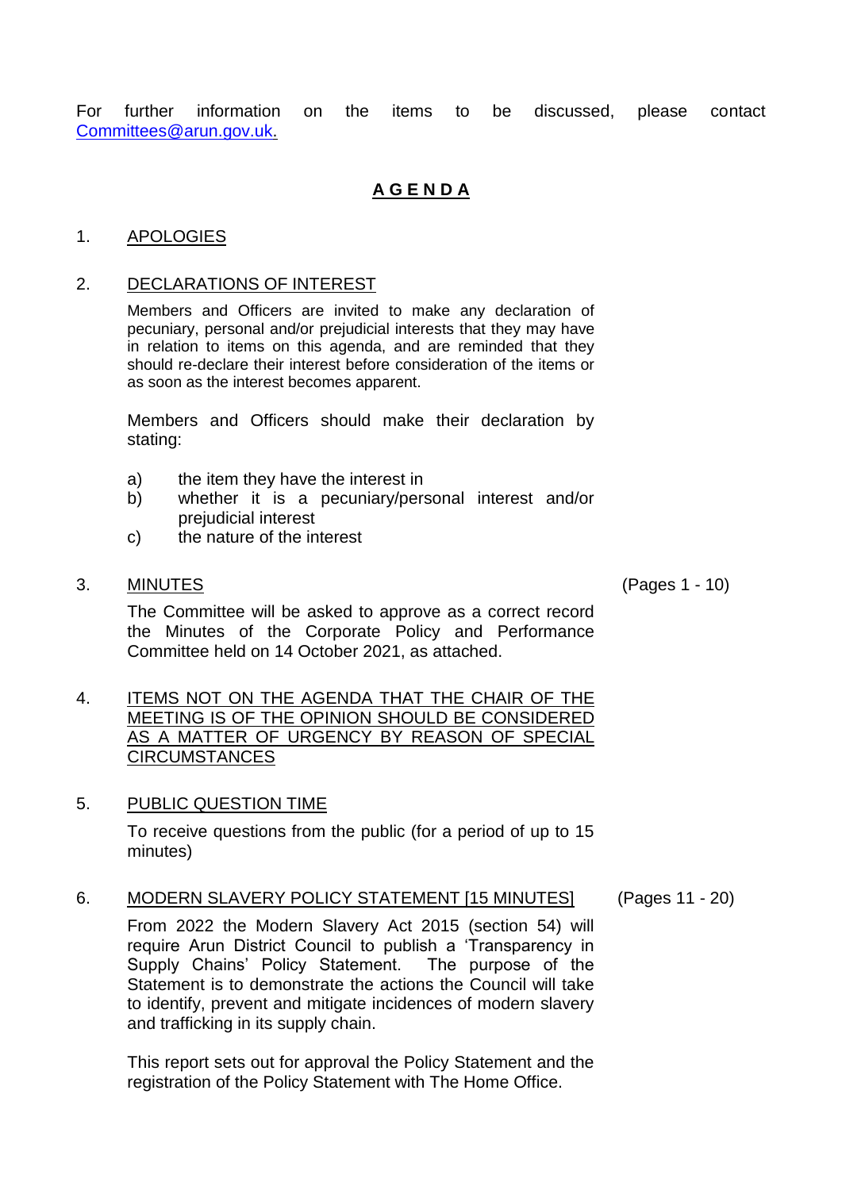For further information on the items to be discussed, please contact Committees@arun.gov.uk.

# A G E N D A

1. APOLOGIES

2. DECLARATIONS OF INTEREST

   Members and Officers are invited to make any declaration of pecuniary, personal and/or prejudicial interests that they may have in relation to items on this agenda, and are reminded that they should re-declare their interest before consideration of the items or as soon as the interest becomes apparent.

   Members and Officers should make their declaration by stating:

   a) the item they have the interest in
   b) whether it is a pecuniary/personal interest and/or prejudicial interest
   c) the nature of the interest

3. MINUTES (Pages 1 - 10)

   The Committee will be asked to approve as a correct record the Minutes of the Corporate Policy and Performance Committee held on 14 October 2021, as attached.

4. ITEMS NOT ON THE AGENDA THAT THE CHAIR OF THE MEETING IS OF THE OPINION SHOULD BE CONSIDERED AS A MATTER OF URGENCY BY REASON OF SPECIAL CIRCUMSTANCES

5. PUBLIC QUESTION TIME

   To receive questions from the public (for a period of up to 15 minutes)

6. MODERN SLAVERY POLICY STATEMENT [15 MINUTES] (Pages 11 - 20)

   From 2022 the Modern Slavery Act 2015 (section 54) will require Arun District Council to publish a 'Transparency in Supply Chains' Policy Statement. The purpose of the Statement is to demonstrate the actions the Council will take to identify, prevent and mitigate incidences of modern slavery and trafficking in its supply chain.

   This report sets out for approval the Policy Statement and the registration of the Policy Statement with The Home Office.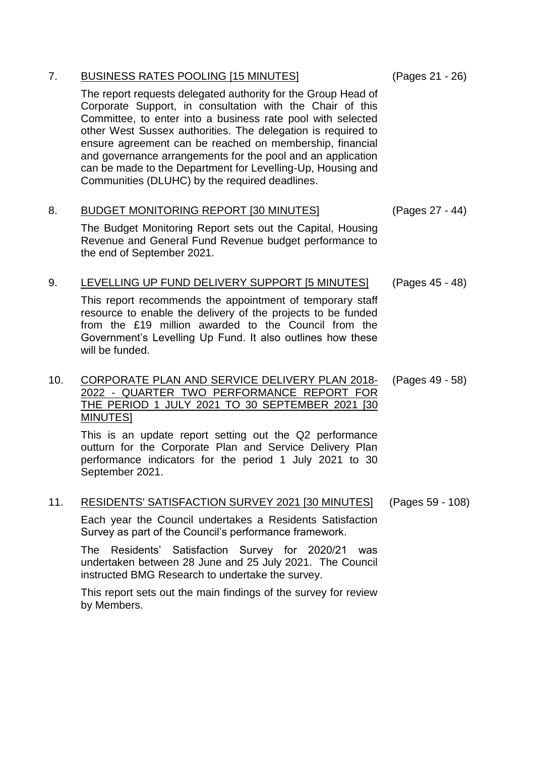7. <u>BUSINESS RATES POOLING [15 MINUTES]</u> (Pages 21 - 26)

   The report requests delegated authority for the Group Head of Corporate Support, in consultation with the Chair of this Committee, to enter into a business rate pool with selected other West Sussex authorities. The delegation is required to ensure agreement can be reached on membership, financial and governance arrangements for the pool and an application can be made to the Department for Levelling-Up, Housing and Communities (DLUHC) by the required deadlines.

8. <u>BUDGET MONITORING REPORT [30 MINUTES]</u> (Pages 27 - 44)

   The Budget Monitoring Report sets out the Capital, Housing Revenue and General Fund Revenue budget performance to the end of September 2021.

9. <u>LEVELLING UP FUND DELIVERY SUPPORT [5 MINUTES]</u> (Pages 45 - 48)

   This report recommends the appointment of temporary staff resource to enable the delivery of the projects to be funded from the £19 million awarded to the Council from the Government's Levelling Up Fund. It also outlines how these will be funded.

10. <u>CORPORATE PLAN AND SERVICE DELIVERY PLAN 2018-2022 - QUARTER TWO PERFORMANCE REPORT FOR THE PERIOD 1 JULY 2021 TO 30 SEPTEMBER 2021 [30 MINUTES]</u> (Pages 49 - 58)

    This is an update report setting out the Q2 performance outturn for the Corporate Plan and Service Delivery Plan performance indicators for the period 1 July 2021 to 30 September 2021.

11. <u>RESIDENTS' SATISFACTION SURVEY 2021 [30 MINUTES]</u> (Pages 59 - 108)

    Each year the Council undertakes a Residents Satisfaction Survey as part of the Council's performance framework.

    The Residents' Satisfaction Survey for 2020/21 was undertaken between 28 June and 25 July 2021. The Council instructed BMG Research to undertake the survey.

    This report sets out the main findings of the survey for review by Members.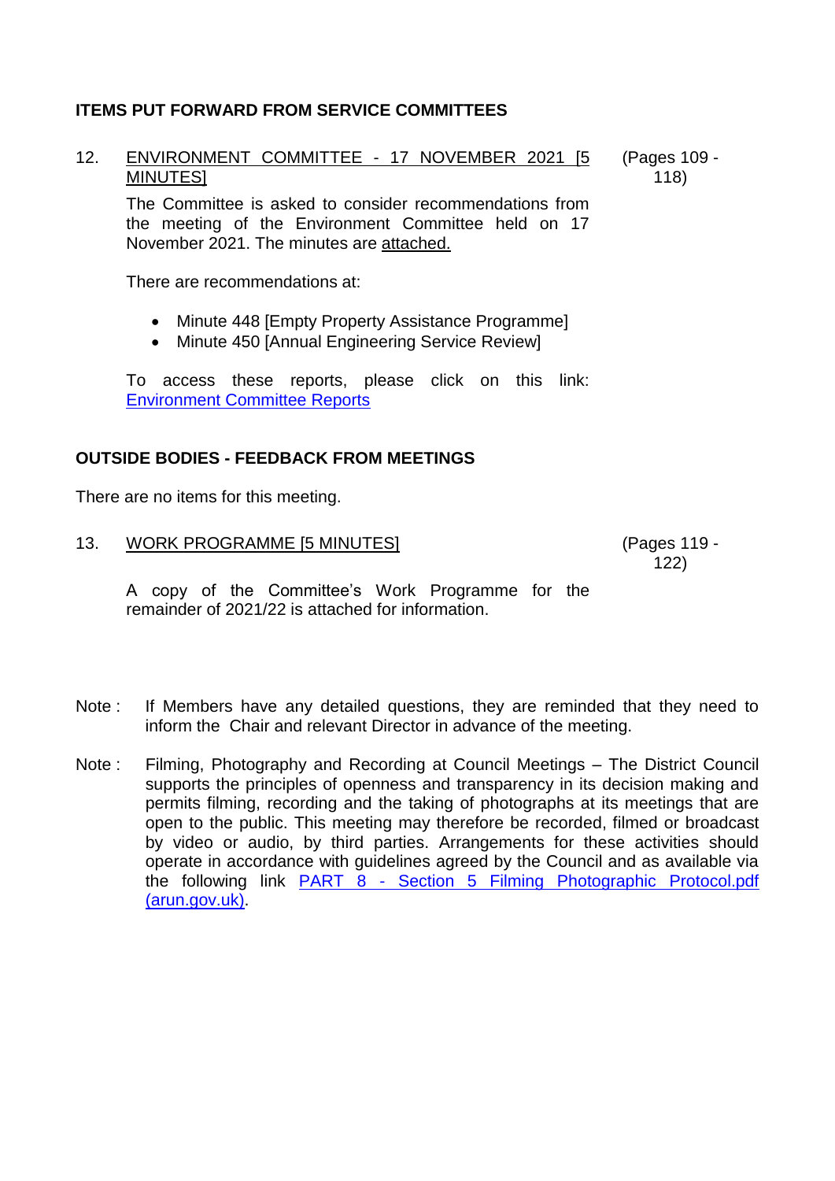**ITEMS PUT FORWARD FROM SERVICE COMMITTEES**

12. ENVIRONMENT COMMITTEE - 17 NOVEMBER 2021 [5 MINUTES] (Pages 109 - 118)

    The Committee is asked to consider recommendations from the meeting of the Environment Committee held on 17 November 2021. The minutes are attached.

    There are recommendations at:

    - Minute 448 [Empty Property Assistance Programme]
    - Minute 450 [Annual Engineering Service Review]

    To access these reports, please click on this link: Environment Committee Reports

**OUTSIDE BODIES - FEEDBACK FROM MEETINGS**

There are no items for this meeting.

13. WORK PROGRAMME [5 MINUTES] (Pages 119 - 122)

    A copy of the Committee's Work Programme for the remainder of 2021/22 is attached for information.

Note : If Members have any detailed questions, they are reminded that they need to inform the Chair and relevant Director in advance of the meeting.

Note : Filming, Photography and Recording at Council Meetings – The District Council supports the principles of openness and transparency in its decision making and permits filming, recording and the taking of photographs at its meetings that are open to the public. This meeting may therefore be recorded, filmed or broadcast by video or audio, by third parties. Arrangements for these activities should operate in accordance with guidelines agreed by the Council and as available via the following link PART 8 - Section 5 Filming Photographic Protocol.pdf (arun.gov.uk).